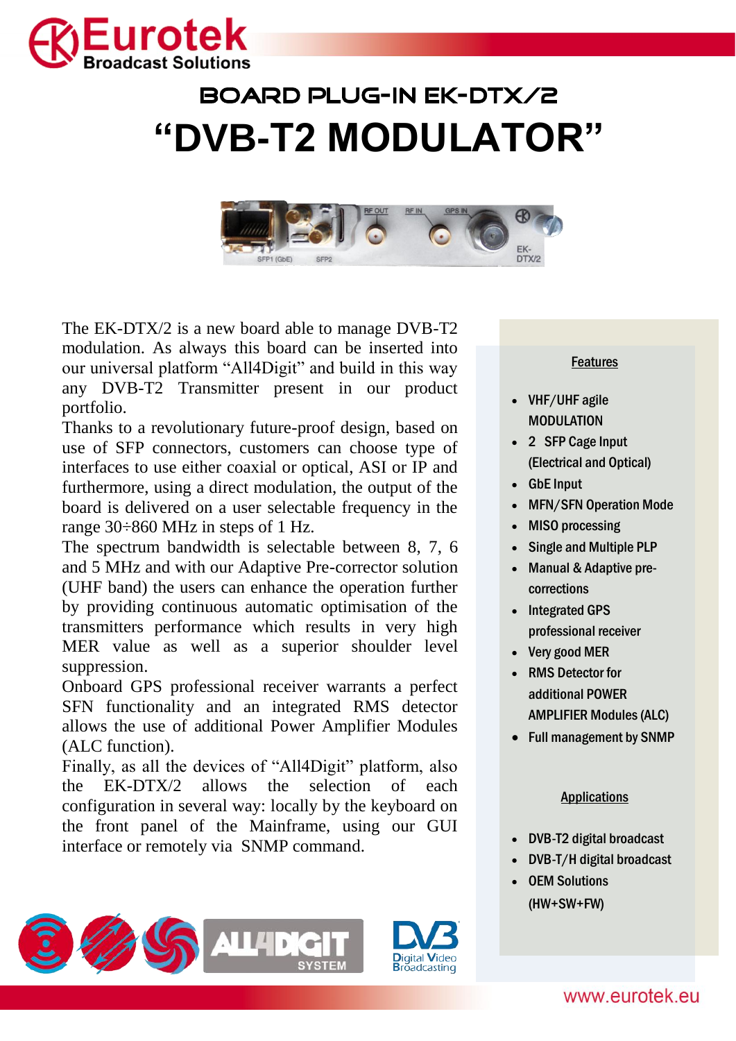# BOARD PLUG-IN EK-DTX/2

# "DVB-T2 MODULATOR"

The EK-DTX/2 is a new board able to manage DVB-T2 modulation. As always this board can be inserted into our universal platform "All4Digit" and build in this way any DVB-T2 Transmitter present in our product portfolio.

Thanks to a revolutionary future-proof design, based on use of SFP connectors, customers can choose type of interfaces to use either coaxial or optical, ASI or IP and furthermore, using a direct modulation, the output of the board is delivered on a user selectable frequency in the range 30÷860 MHz in steps of 1 Hz.

The spectrum bandwidth is selectable between 8, 7, 6 and 5 MHz and with our Adaptive Pre-corrector solution (UHF band) the users can enhance the operation further by providing continuous automatic optimisation of the transmitters performance which results in very high MER value as well as a superior shoulder level suppression.

Onboard GPS professional receiver warrants a perfect SFN functionality and an integrated RMS detector allows the use of additional Power Amplifier Modules (ALC function).

Finally, as all the devices of "All4Digit" platform, also the EK-DTX/2 allows the selection of each configuration in several way: locally by the keyboard on the front panel of the Mainframe, using our GUI interface or remotely via SNMP command.

## Features

- VHF/UHF agile MODULATION
- 2 SFP Cage Input (Electrical and Optical)
- GbE Input
- MFN/SFN Operation Mode
- MISO processing
- Single and Multiple PLP
- Manual & Adaptive pre-corrections
- Integrated GPS professional receiver
- Very good MER
- RMS Detector for additional POWER AMPLIFIER Modules (ALC)
- Full management by SNMP

## Applications

- DVB-T2 digital broadcast
- DVB-T/H digital broadcast
- OEM Solutions (HW+SW+FW)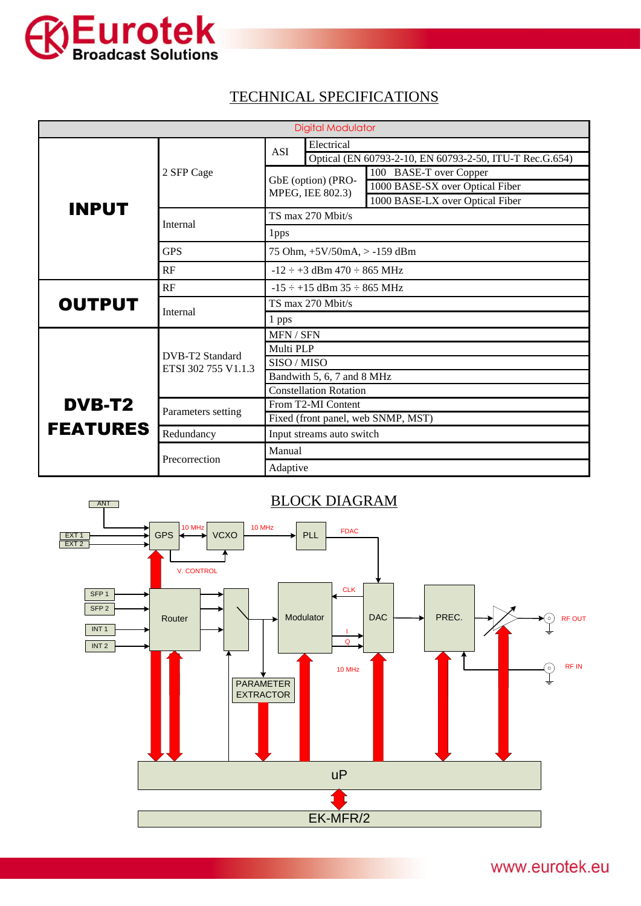# TECHNICAL SPECIFICATIONS

| Digital Modulator | | | |
|---|---|---|---|
| **INPUT** | 2 SFP Cage | ASI | Electrical |
| | | | Optical (EN 60793-2-10, EN 60793-2-50, ITU-T Rec.G.654) |
| | | GbE (option) (PRO-MPEG, IEE 802.3) | 100 BASE-T over Copper |
| | | | 1000 BASE-SX over Optical Fiber |
| | | | 1000 BASE-LX over Optical Fiber |
| | Internal | TS max 270 Mbit/s | |
| | | 1pps | |
| | GPS | 75 Ohm, +5V/50mA, > -159 dBm | |
| | RF | -12 ÷ +3 dBm 470 ÷ 865 MHz | |
| **OUTPUT** | RF | -15 ÷ +15 dBm 35 ÷ 865 MHz | |
| | Internal | TS max 270 Mbit/s | |
| | | 1 pps | |
| **DVB-T2 FEATURES** | DVB-T2 Standard ETSI 302 755 V1.1.3 | MFN / SFN | |
| | | Multi PLP | |
| | | SISO / MISO | |
| | | Bandwith 5, 6, 7 and 8 MHz | |
| | | Constellation Rotation | |
| | Parameters setting | From T2-MI Content | |
| | | Fixed (front panel, web SNMP, MST) | |
| | Redundancy | Input streams auto switch | |
| | Precorrection | Manual | |
| | | Adaptive | |

## BLOCK DIAGRAM

ANT
EXT 1
EXT 2
GPS
10 MHz
VCXO
10 MHz
PLL
FDAC
V. CONTROL
SFP 1
SFP 2
INT 1
INT 2
Router
Modulator
CLK
I
Q
DAC
PREC.
RF OUT
RF IN
10 MHz
PARAMETER EXTRACTOR
uP
EK-MFR/2